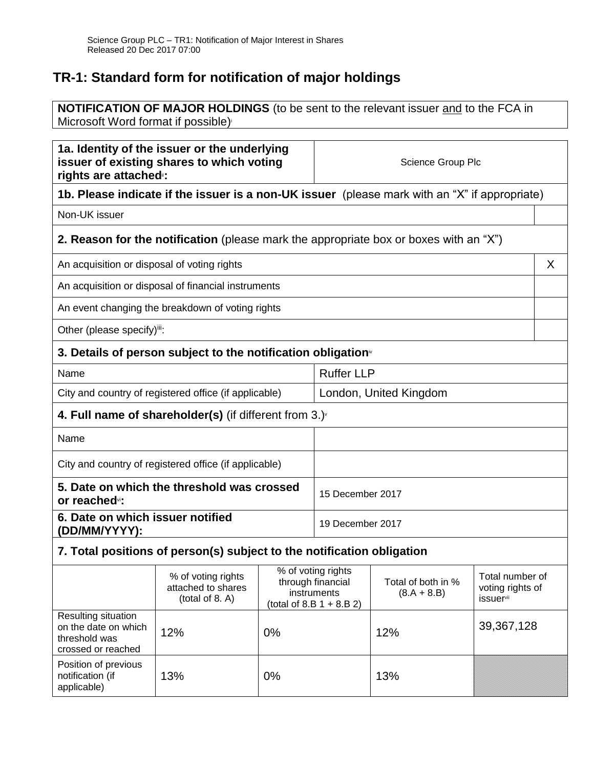Science Group PLC – TR1: Notification of Major Interest in Shares
Released 20 Dec 2017 07:00

# TR-1: Standard form for notification of major holdings

**NOTIFICATION OF MAJOR HOLDINGS** (to be sent to the relevant issuer and to the FCA in Microsoft Word format if possible)[i]

| | |
|---|---|
| **1a. Identity of the issuer or the underlying issuer of existing shares to which voting rights are attached[ii]:** | Science Group Plc |

**1b. Please indicate if the issuer is a non-UK issuer** (please mark with an "X" if appropriate)

| | |
|---|---|
| Non-UK issuer | |

**2. Reason for the notification** (please mark the appropriate box or boxes with an "X")

| | |
|---|---|
| An acquisition or disposal of voting rights | X |
| An acquisition or disposal of financial instruments | |
| An event changing the breakdown of voting rights | |
| Other (please specify)[iii]: | |

**3. Details of person subject to the notification obligation[iv]**

| | |
|---|---|
| Name | Ruffer LLP |
| City and country of registered office (if applicable) | London, United Kingdom |

**4. Full name of shareholder(s)** (if different from 3.)[v]

| | |
|---|---|
| Name | |
| City and country of registered office (if applicable) | |

| | |
|---|---|
| **5. Date on which the threshold was crossed or reached[vi]:** | 15 December 2017 |
| **6. Date on which issuer notified (DD/MM/YYYY):** | 19 December 2017 |

**7. Total positions of person(s) subject to the notification obligation**

| | % of voting rights attached to shares (total of 8. A) | % of voting rights through financial instruments (total of 8.B 1 + 8.B 2) | Total of both in % (8.A + 8.B) | Total number of voting rights of issuer[vii] |
|---|---|---|---|---|
| Resulting situation on the date on which threshold was crossed or reached | 12% | 0% | 12% | 39,367,128 |
| Position of previous notification (if applicable) | 13% | 0% | 13% | |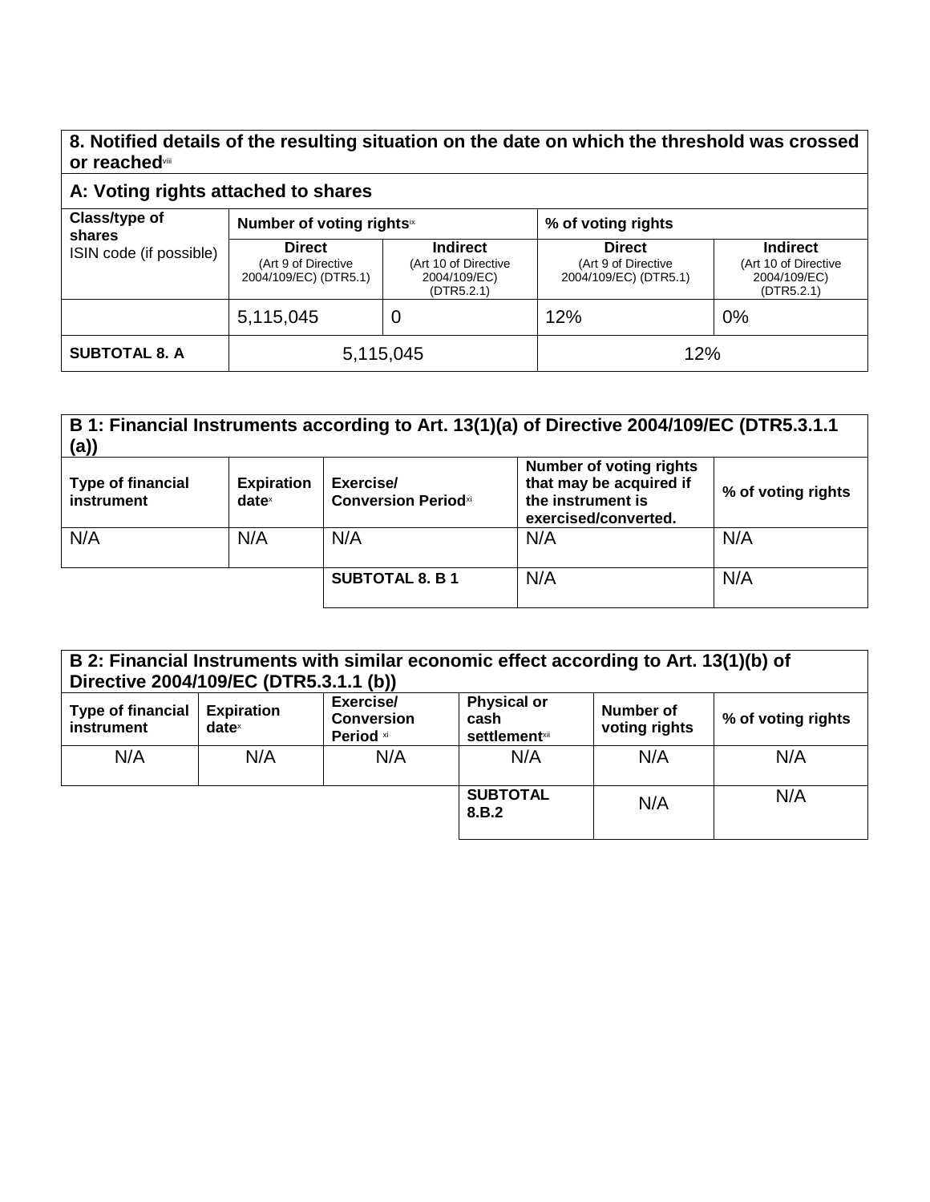## 8. Notified details of the resulting situation on the date on which the threshold was crossed or reached[viii]

### A: Voting rights attached to shares

| Class/type of shares ISIN code (if possible) | Number of voting rights[ix] | | % of voting rights | |
|---|---|---|---|---|
| | **Direct** (Art 9 of Directive 2004/109/EC) (DTR5.1) | **Indirect** (Art 10 of Directive 2004/109/EC) (DTR5.2.1) | **Direct** (Art 9 of Directive 2004/109/EC) (DTR5.1) | **Indirect** (Art 10 of Directive 2004/109/EC) (DTR5.2.1) |
| | 5,115,045 | 0 | 12% | 0% |
| **SUBTOTAL 8. A** | 5,115,045 | | 12% | |

### B 1: Financial Instruments according to Art. 13(1)(a) of Directive 2004/109/EC (DTR5.3.1.1 (a))

| Type of financial instrument | Expiration date[x] | Exercise/ Conversion Period[xi] | Number of voting rights that may be acquired if the instrument is exercised/converted. | % of voting rights |
|---|---|---|---|---|
| N/A | N/A | N/A | N/A | N/A |
| | | **SUBTOTAL 8. B 1** | N/A | N/A |

### B 2: Financial Instruments with similar economic effect according to Art. 13(1)(b) of Directive 2004/109/EC (DTR5.3.1.1 (b))

| Type of financial instrument | Expiration date[x] | Exercise/ Conversion Period [xi] | Physical or cash settlement[xii] | Number of voting rights | % of voting rights |
|---|---|---|---|---|---|
| N/A | N/A | N/A | N/A | N/A | N/A |
| | | | **SUBTOTAL 8.B.2** | N/A | N/A |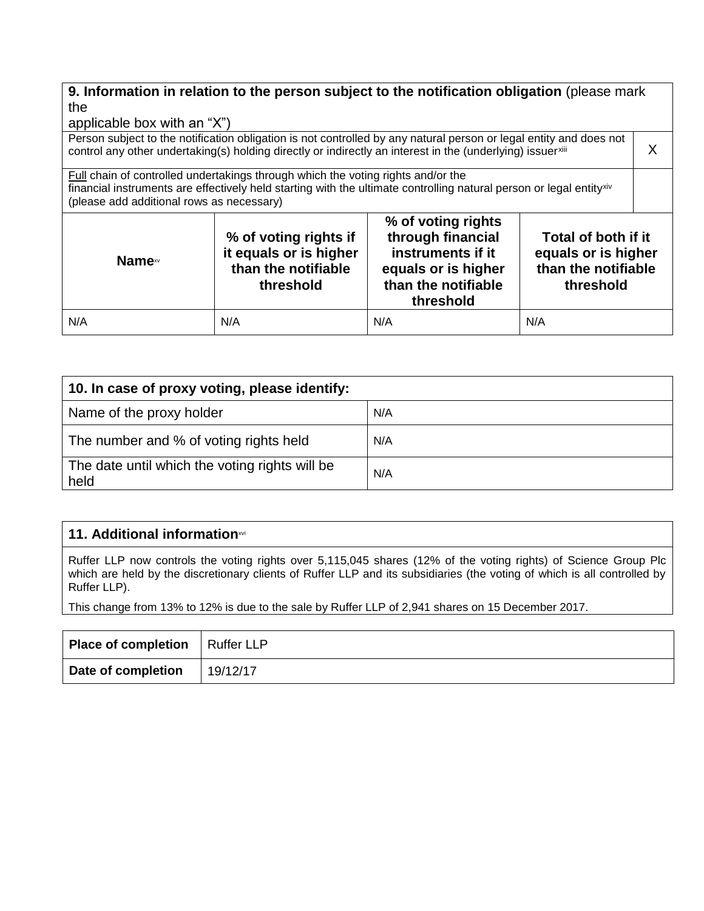**9. Information in relation to the person subject to the notification obligation** (please mark the applicable box with an "X")

| | |
|---|---|
| Person subject to the notification obligation is not controlled by any natural person or legal entity and does not control any other undertaking(s) holding directly or indirectly an interest in the (underlying) issuer[xiii] | X |
| Full chain of controlled undertakings through which the voting rights and/or the financial instruments are effectively held starting with the ultimate controlling natural person or legal entity[xiv] (please add additional rows as necessary) | |

| **Name**[xv] | **% of voting rights if it equals or is higher than the notifiable threshold** | **% of voting rights through financial instruments if it equals or is higher than the notifiable threshold** | **Total of both if it equals or is higher than the notifiable threshold** |
|---|---|---|---|
| N/A | N/A | N/A | N/A |

| **10. In case of proxy voting, please identify:** | |
|---|---|
| Name of the proxy holder | N/A |
| The number and % of voting rights held | N/A |
| The date until which the voting rights will be held | N/A |

**11. Additional information**[xvi]

Ruffer LLP now controls the voting rights over 5,115,045 shares (12% of the voting rights) of Science Group Plc which are held by the discretionary clients of Ruffer LLP and its subsidiaries (the voting of which is all controlled by Ruffer LLP).

This change from 13% to 12% is due to the sale by Ruffer LLP of 2,941 shares on 15 December 2017.

| | |
|---|---|
| **Place of completion** | Ruffer LLP |
| **Date of completion** | 19/12/17 |